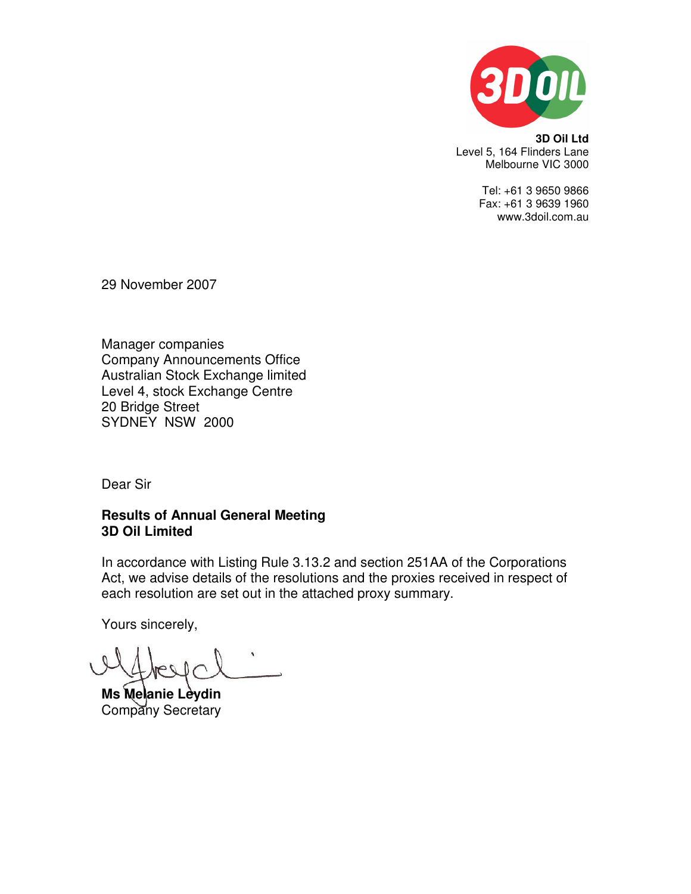**3D Oil Ltd**
Level 5, 164 Flinders Lane
Melbourne VIC 3000

Tel: +61 3 9650 9866
Fax: +61 3 9639 1960
www.3doil.com.au

29 November 2007

Manager companies
Company Announcements Office
Australian Stock Exchange limited
Level 4, stock Exchange Centre
20 Bridge Street
SYDNEY NSW 2000

Dear Sir

**Results of Annual General Meeting**
**3D Oil Limited**

In accordance with Listing Rule 3.13.2 and section 251AA of the Corporations Act, we advise details of the resolutions and the proxies received in respect of each resolution are set out in the attached proxy summary.

Yours sincerely,

**Ms Melanie Leydin**
Company Secretary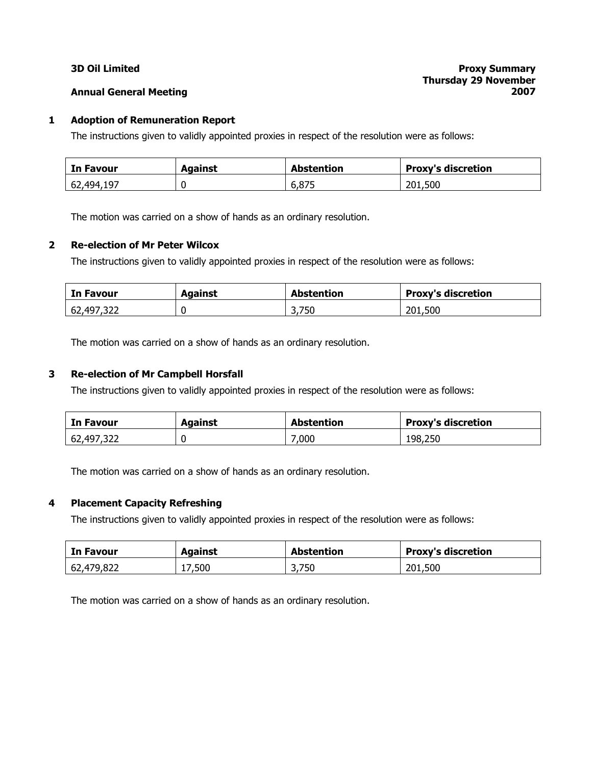**3D Oil Limited**

**Annual General Meeting**

**Proxy Summary Thursday 29 November 2007**

## 1 Adoption of Remuneration Report

The instructions given to validly appointed proxies in respect of the resolution were as follows:

| In Favour | Against | Abstention | Proxy's discretion |
|---|---|---|---|
| 62,494,197 | 0 | 6,875 | 201,500 |

The motion was carried on a show of hands as an ordinary resolution.

## 2 Re-election of Mr Peter Wilcox

The instructions given to validly appointed proxies in respect of the resolution were as follows:

| In Favour | Against | Abstention | Proxy's discretion |
|---|---|---|---|
| 62,497,322 | 0 | 3,750 | 201,500 |

The motion was carried on a show of hands as an ordinary resolution.

## 3 Re-election of Mr Campbell Horsfall

The instructions given to validly appointed proxies in respect of the resolution were as follows:

| In Favour | Against | Abstention | Proxy's discretion |
|---|---|---|---|
| 62,497,322 | 0 | 7,000 | 198,250 |

The motion was carried on a show of hands as an ordinary resolution.

## 4 Placement Capacity Refreshing

The instructions given to validly appointed proxies in respect of the resolution were as follows:

| In Favour | Against | Abstention | Proxy's discretion |
|---|---|---|---|
| 62,479,822 | 17,500 | 3,750 | 201,500 |

The motion was carried on a show of hands as an ordinary resolution.